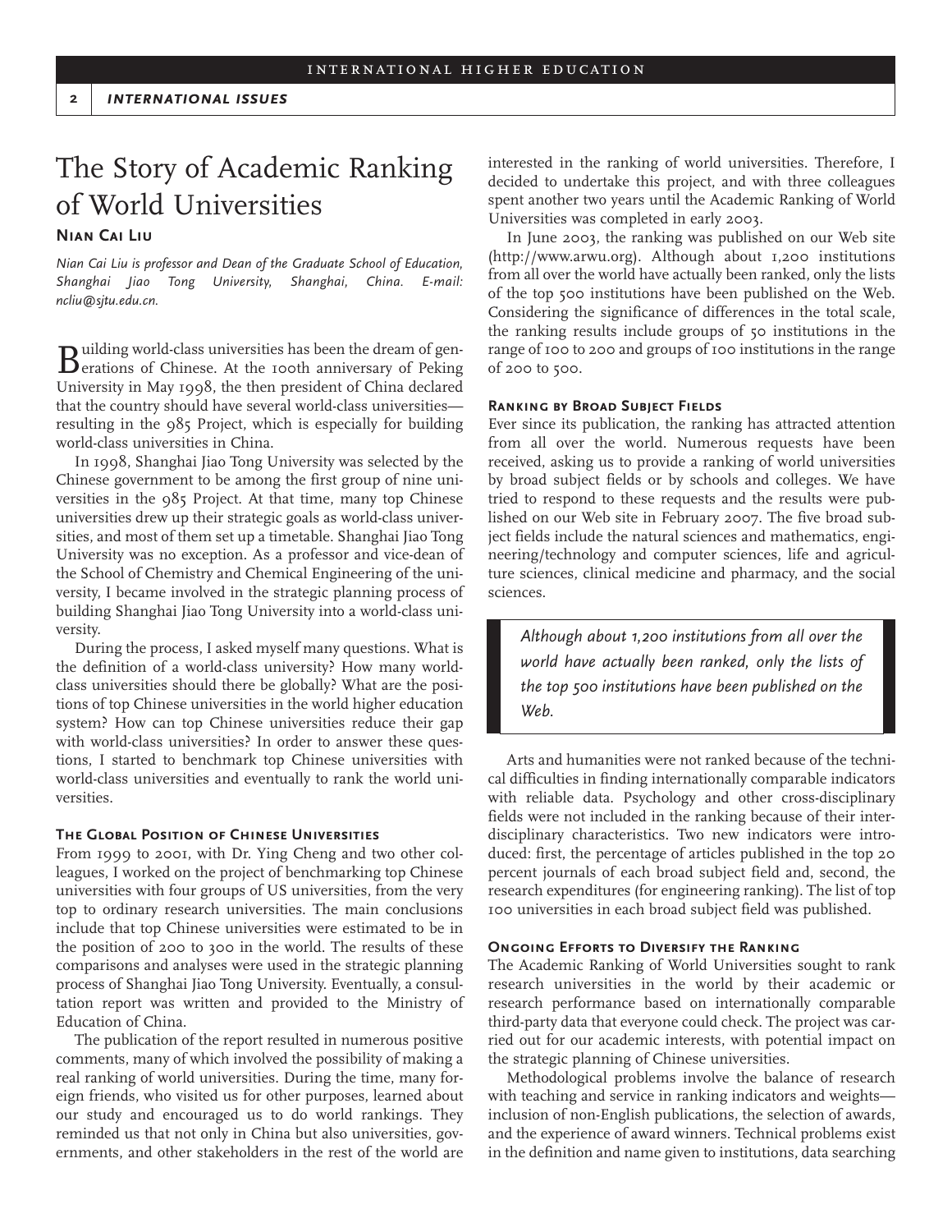# The Story of Academic Ranking of World Universities

**Nian Cai Liu**

*Nian Cai Liu is professor and Dean of the Graduate School of Education, Shanghai Jiao Tong University, Shanghai, China. E-mail: ncliu@sjtu.edu.cn.*

Building world-class universities has been the dream of generations of Chinese. At the 100th anniversary of Peking University in May 1998, the then president of China declared that the country should have several world-class universities—resulting in the 985 Project, which is especially for building world-class universities in China.

In 1998, Shanghai Jiao Tong University was selected by the Chinese government to be among the first group of nine universities in the 985 Project. At that time, many top Chinese universities drew up their strategic goals as world-class universities, and most of them set up a timetable. Shanghai Jiao Tong University was no exception. As a professor and vice-dean of the School of Chemistry and Chemical Engineering of the university, I became involved in the strategic planning process of building Shanghai Jiao Tong University into a world-class university.

During the process, I asked myself many questions. What is the definition of a world-class university? How many world-class universities should there be globally? What are the positions of top Chinese universities in the world higher education system? How can top Chinese universities reduce their gap with world-class universities? In order to answer these questions, I started to benchmark top Chinese universities with world-class universities and eventually to rank the world universities.

## The Global Position of Chinese Universities

From 1999 to 2001, with Dr. Ying Cheng and two other colleagues, I worked on the project of benchmarking top Chinese universities with four groups of US universities, from the very top to ordinary research universities. The main conclusions include that top Chinese universities were estimated to be in the position of 200 to 300 in the world. The results of these comparisons and analyses were used in the strategic planning process of Shanghai Jiao Tong University. Eventually, a consultation report was written and provided to the Ministry of Education of China.

The publication of the report resulted in numerous positive comments, many of which involved the possibility of making a real ranking of world universities. During the time, many foreign friends, who visited us for other purposes, learned about our study and encouraged us to do world rankings. They reminded us that not only in China but also universities, governments, and other stakeholders in the rest of the world are interested in the ranking of world universities. Therefore, I decided to undertake this project, and with three colleagues spent another two years until the Academic Ranking of World Universities was completed in early 2003.

In June 2003, the ranking was published on our Web site (http://www.arwu.org). Although about 1,200 institutions from all over the world have actually been ranked, only the lists of the top 500 institutions have been published on the Web. Considering the significance of differences in the total scale, the ranking results include groups of 50 institutions in the range of 100 to 200 and groups of 100 institutions in the range of 200 to 500.

## Ranking by Broad Subject Fields

Ever since its publication, the ranking has attracted attention from all over the world. Numerous requests have been received, asking us to provide a ranking of world universities by broad subject fields or by schools and colleges. We have tried to respond to these requests and the results were published on our Web site in February 2007. The five broad subject fields include the natural sciences and mathematics, engineering/technology and computer sciences, life and agriculture sciences, clinical medicine and pharmacy, and the social sciences.

> *Although about 1,200 institutions from all over the world have actually been ranked, only the lists of the top 500 institutions have been published on the Web.*

Arts and humanities were not ranked because of the technical difficulties in finding internationally comparable indicators with reliable data. Psychology and other cross-disciplinary fields were not included in the ranking because of their interdisciplinary characteristics. Two new indicators were introduced: first, the percentage of articles published in the top 20 percent journals of each broad subject field and, second, the research expenditures (for engineering ranking). The list of top 100 universities in each broad subject field was published.

## Ongoing Efforts to Diversify the Ranking

The Academic Ranking of World Universities sought to rank research universities in the world by their academic or research performance based on internationally comparable third-party data that everyone could check. The project was carried out for our academic interests, with potential impact on the strategic planning of Chinese universities.

Methodological problems involve the balance of research with teaching and service in ranking indicators and weights—inclusion of non-English publications, the selection of awards, and the experience of award winners. Technical problems exist in the definition and name given to institutions, data searching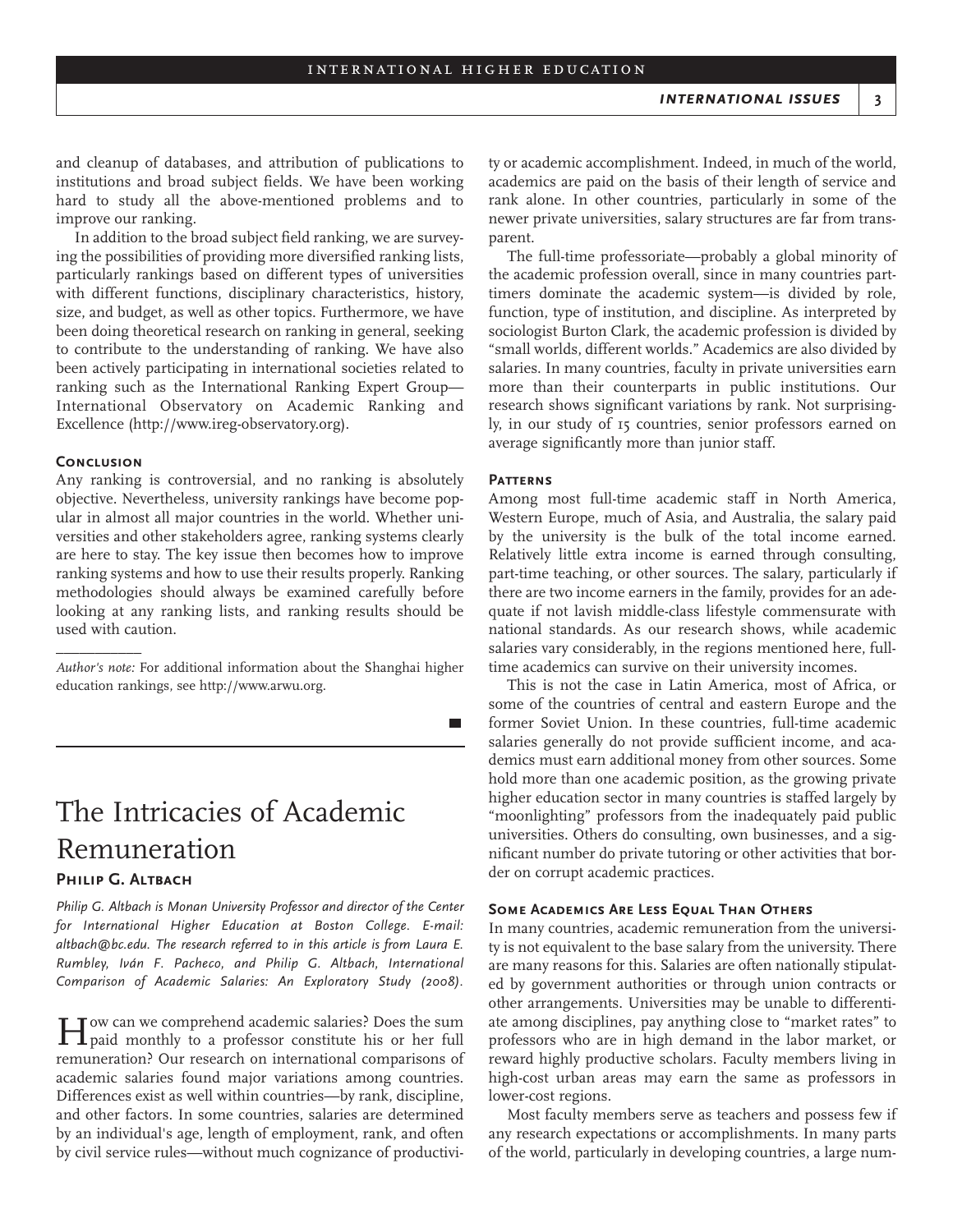and cleanup of databases, and attribution of publications to institutions and broad subject fields. We have been working hard to study all the above-mentioned problems and to improve our ranking.

In addition to the broad subject field ranking, we are surveying the possibilities of providing more diversified ranking lists, particularly rankings based on different types of universities with different functions, disciplinary characteristics, history, size, and budget, as well as other topics. Furthermore, we have been doing theoretical research on ranking in general, seeking to contribute to the understanding of ranking. We have also been actively participating in international societies related to ranking such as the International Ranking Expert Group—International Observatory on Academic Ranking and Excellence (http://www.ireg-observatory.org).

### Conclusion

Any ranking is controversial, and no ranking is absolutely objective. Nevertheless, university rankings have become popular in almost all major countries in the world. Whether universities and other stakeholders agree, ranking systems clearly are here to stay. The key issue then becomes how to improve ranking systems and how to use their results properly. Ranking methodologies should always be examined carefully before looking at any ranking lists, and ranking results should be used with caution.

---

*Author's note:* For additional information about the Shanghai higher education rankings, see http://www.arwu.org.

---

# The Intricacies of Academic Remuneration

**Philip G. Altbach**

*Philip G. Altbach is Monan University Professor and director of the Center for International Higher Education at Boston College. E-mail: altbach@bc.edu. The research referred to in this article is from Laura E. Rumbley, Iván F. Pacheco, and Philip G. Altbach, International Comparison of Academic Salaries: An Exploratory Study (2008).*

How can we comprehend academic salaries? Does the sum paid monthly to a professor constitute his or her full remuneration? Our research on international comparisons of academic salaries found major variations among countries. Differences exist as well within countries—by rank, discipline, and other factors. In some countries, salaries are determined by an individual's age, length of employment, rank, and often by civil service rules—without much cognizance of productivity or academic accomplishment. Indeed, in much of the world, academics are paid on the basis of their length of service and rank alone. In other countries, particularly in some of the newer private universities, salary structures are far from transparent.

The full-time professoriate—probably a global minority of the academic profession overall, since in many countries part-timers dominate the academic system—is divided by role, function, type of institution, and discipline. As interpreted by sociologist Burton Clark, the academic profession is divided by "small worlds, different worlds." Academics are also divided by salaries. In many countries, faculty in private universities earn more than their counterparts in public institutions. Our research shows significant variations by rank. Not surprisingly, in our study of 15 countries, senior professors earned on average significantly more than junior staff.

### Patterns

Among most full-time academic staff in North America, Western Europe, much of Asia, and Australia, the salary paid by the university is the bulk of the total income earned. Relatively little extra income is earned through consulting, part-time teaching, or other sources. The salary, particularly if there are two income earners in the family, provides for an adequate if not lavish middle-class lifestyle commensurate with national standards. As our research shows, while academic salaries vary considerably, in the regions mentioned here, full-time academics can survive on their university incomes.

This is not the case in Latin America, most of Africa, or some of the countries of central and eastern Europe and the former Soviet Union. In these countries, full-time academic salaries generally do not provide sufficient income, and academics must earn additional money from other sources. Some hold more than one academic position, as the growing private higher education sector in many countries is staffed largely by "moonlighting" professors from the inadequately paid public universities. Others do consulting, own businesses, and a significant number do private tutoring or other activities that border on corrupt academic practices.

### Some Academics Are Less Equal Than Others

In many countries, academic remuneration from the university is not equivalent to the base salary from the university. There are many reasons for this. Salaries are often nationally stipulated by government authorities or through union contracts or other arrangements. Universities may be unable to differentiate among disciplines, pay anything close to "market rates" to professors who are in high demand in the labor market, or reward highly productive scholars. Faculty members living in high-cost urban areas may earn the same as professors in lower-cost regions.

Most faculty members serve as teachers and possess few if any research expectations or accomplishments. In many parts of the world, particularly in developing countries, a large num-